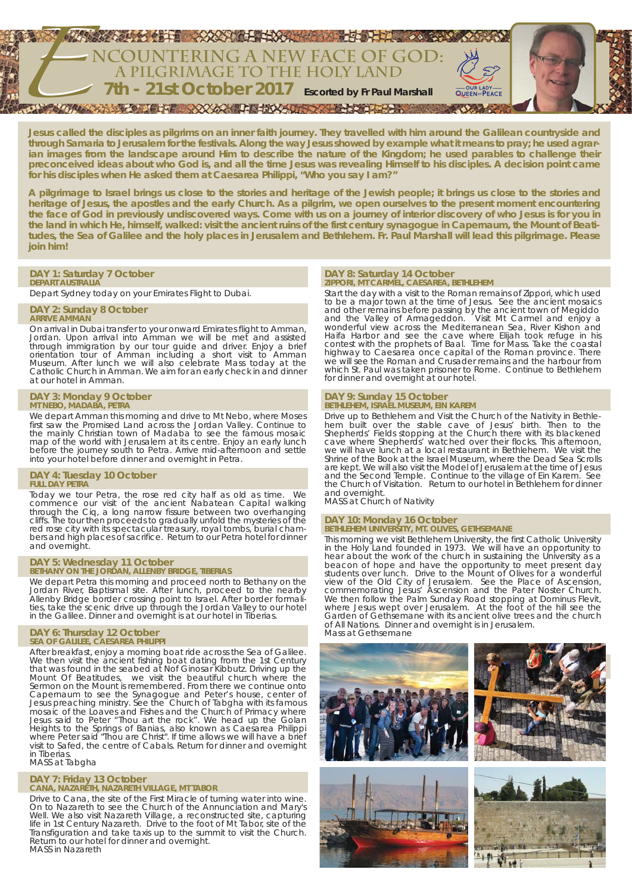# Encountering a New Face of God: A Pilgrimage to the Holy Land

## 7th - 21st October 2017

**Escorted by Fr Paul Marshall**

OUR LADY QUEEN OF PEACE

**Jesus called the disciples as pilgrims on an inner faith journey. They travelled with him around the Galilean countryside and through Samaria to Jerusalem for the festivals. Along the way Jesus showed by example what it means to pray; he used agrarian images from the landscape around Him to describe the nature of the Kingdom; he used parables to challenge their preconceived ideas about who God is, and all the time Jesus was revealing Himself to his disciples. A decision point came for his disciples when He asked them at Caesarea Philippi, "Who you say I am?"**

**A pilgrimage to Israel brings us close to the stories and heritage of the Jewish people; it brings us close to the stories and heritage of Jesus, the apostles and the early Church. As a pilgrim, we open ourselves to the present moment encountering the face of God in previously undiscovered ways. Come with us on a journey of interior discovery of who Jesus is for you in the land in which He, himself, walked: visit the ancient ruins of the first century synagogue in Capernaum, the Mount of Beatitudes, the Sea of Galilee and the holy places in Jerusalem and Bethlehem. Fr. Paul Marshall will lead this pilgrimage. Please join him!**

### DAY 1: Saturday 7 October
**DEPART AUSTRALIA**

Depart Sydney today on your Emirates Flight to Dubai.

### DAY 2: Sunday 8 October
**ARRIVE AMMAN**

On arrival in Dubai transfer to your onward Emirates flight to Amman, Jordan. Upon arrival into Amman we will be met and assisted through immigration by our tour guide and driver. Enjoy a brief orientation tour of Amman including a short visit to Amman Museum. After lunch we will also celebrate Mass today at the Catholic Church in Amman. We aim for an early check in and dinner at our hotel in Amman.

### DAY 3: Monday 9 October
**MT NEBO, MADABA, PETRA**

We depart Amman this morning and drive to Mt Nebo, where Moses first saw the Promised Land across the Jordan Valley. Continue to the mainly Christian town of Madaba to see the famous mosaic map of the world with Jerusalem at its centre. Enjoy an early lunch before the journey south to Petra. Arrive mid-afternoon and settle into your hotel before dinner and overnight in Petra.

### DAY 4: Tuesday 10 October
**FULL DAY PETRA**

Today we tour Petra, the rose red city half as old as time. We commence our visit of the ancient Nabatean Capital walking through the Ciq, a long narrow fissure between two overhanging cliffs. The tour then proceeds to gradually unfold the mysteries of the red rose city with its spectacular treasury, royal tombs, burial chambers and high places of sacrifice. Return to our Petra hotel for dinner and overnight.

### DAY 5: Wednesday 11 October
**BETHANY ON THE JORDAN, ALLENBY BRIDGE, TIBERIAS**

We depart Petra this morning and proceed north to Bethany on the Jordan River, Baptismal site. After lunch, proceed to the nearby Allenby Bridge border crossing point to Israel. After border formalities, take the scenic drive up through the Jordan Valley to our hotel in the Galilee. Dinner and overnight is at our hotel in Tiberias.

### DAY 6: Thursday 12 October
**SEA OF GALILEE, CAESAREA PHILIPPI**

After breakfast, enjoy a morning boat ride across the Sea of Galilee. We then visit the ancient fishing boat dating from the 1st Century that was found in the seabed at Nof Ginosar Kibbutz. Driving up the Mount Of Beatitudes, we visit the beautiful church where the Sermon on the Mount is remembered. From there we continue onto Capernaum to see the Synagogue and Peter's house, center of Jesus preaching ministry. See the Church of Tabgha with its famous mosaic of the Loaves and Fishes and the Church of Primacy where Jesus said to Peter "Thou art the rock". We head up the Golan Heights to the Springs of Banias, also known as Caesarea Philippi where Peter said "Thou are Christ". If time allows we will have a brief visit to Safed, the centre of Cabals. Return for dinner and overnight in Tiberias.
MASS at Tabgha

### DAY 7: Friday 13 October
**CANA, NAZARETH, NAZARETH VILLAGE, MT TABOR**

Drive to Cana, the site of the First Miracle of turning water into wine. On to Nazareth to see the Church of the Annunciation and Mary's Well. We also visit Nazareth Village, a reconstructed site, capturing life in 1st Century Nazareth. Drive to the foot of Mt Tabor, site of the Transfiguration and take taxis up to the summit to visit the Church. Return to our hotel for dinner and overnight.
MASS in Nazareth

### DAY 8: Saturday 14 October
**ZIPPORI, MT CARMEL, CAESAREA, BETHLEHEM**

Start the day with a visit to the Roman remains of Zippori, which used to be a major town at the time of Jesus. See the ancient mosaics and other remains before passing by the ancient town of Megiddo and the Valley of Armageddon. Visit Mt Carmel and enjoy a wonderful view across the Mediterranean Sea, River Kishon and Haifa Harbor and see the cave where Elijah took refuge in his contest with the prophets of Baal. Time for Mass. Take the coastal highway to Caesarea once capital of the Roman province. There we will see the Roman and Crusader remains and the harbour from which St. Paul was taken prisoner to Rome. Continue to Bethlehem for dinner and overnight at our hotel.

### DAY 9: Sunday 15 October
**BETHLEHEM, ISRAEL MUSEUM, EIN KAREM**

Drive up to Bethlehem and Visit the Church of the Nativity in Bethlehem built over the stable cave of Jesus' birth. Then to the Shepherds' Fields stopping at the Church there with its blackened cave where Shepherds' watched over their flocks. This afternoon, we will have lunch at a local restaurant in Bethlehem. We visit the Shrine of the Book at the Israel Museum, where the Dead Sea Scrolls are kept. We will also visit the Model of Jerusalem at the time of Jesus and the Second Temple. Continue to the village of Ein Karem. See the Church of Visitation. Return to our hotel in Bethlehem for dinner and overnight.
MASS at Church of Nativity

### DAY 10: Monday 16 October
**BETHLEHEM UNIVERSITY, MT. OLIVES, GETHSEMANE**

This morning we visit Bethlehem University, the first Catholic University in the Holy Land founded in 1973. We will have an opportunity to hear about the work of the church in sustaining the University as a beacon of hope and have the opportunity to meet present day students over lunch. Drive to the Mount of Olives for a wonderful view of the Old City of Jerusalem. See the Place of Ascension, commemorating Jesus' Ascension and the Pater Noster Church. We then follow the Palm Sunday Road stopping at Dominus Flevit, where Jesus wept over Jerusalem. At the foot of the hill see the Garden of Gethsemane with its ancient olive trees and the church of All Nations. Dinner and overnight is in Jerusalem.
Mass at Gethsemane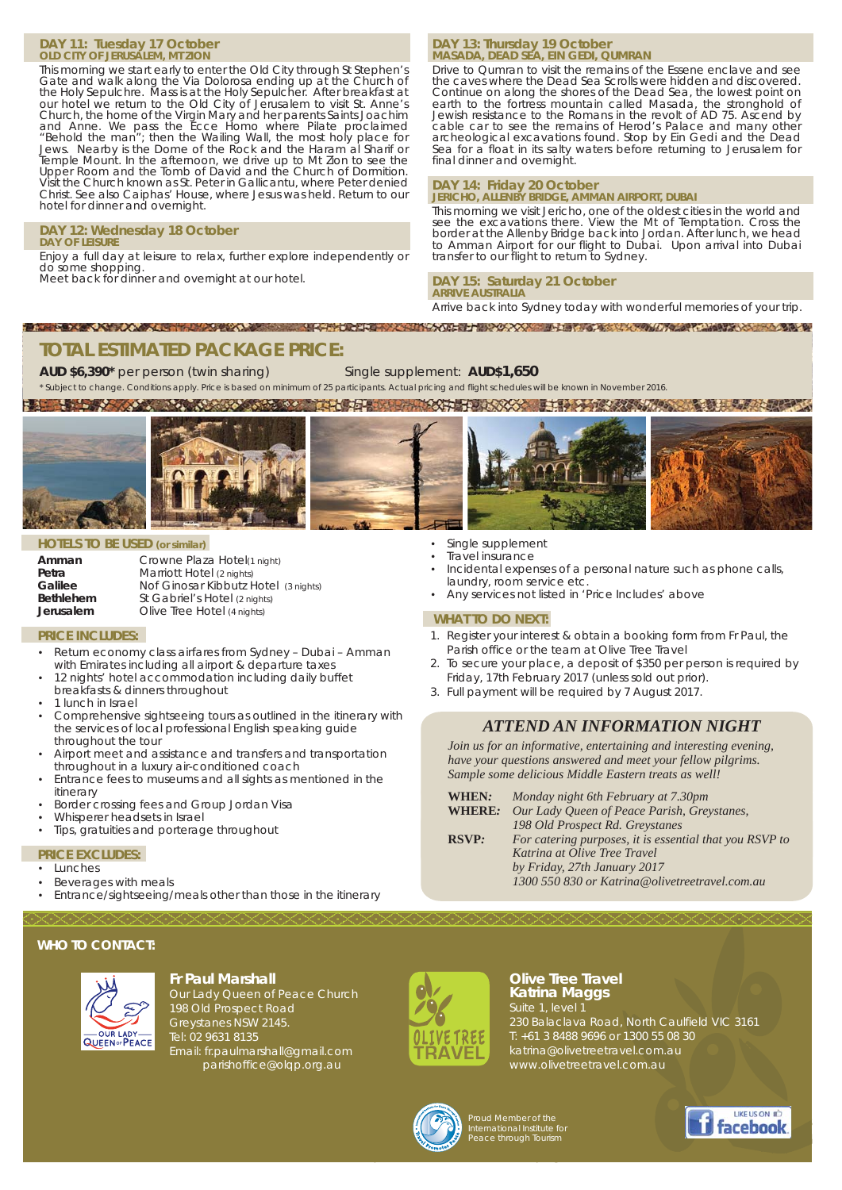## DAY 11: Tuesday 17 October
**OLD CITY OF JERUSALEM, MT ZION**

This morning we start early to enter the Old City through St Stephen's Gate and walk along the Via Dolorosa ending up at the Church of the Holy Sepulchre. Mass is at the Holy Sepulcher. After breakfast at our hotel we return to the Old City of Jerusalem to visit St. Anne's Church, the home of the Virgin Mary and her parents Saints Joachim and Anne. We pass the Ecce Homo where Pilate proclaimed "Behold the man"; then the Wailing Wall, the most holy place for Jews. Nearby is the Dome of the Rock and the Haram al Sharif or Temple Mount. In the afternoon, we drive up to Mt Zion to see the Upper Room and the Tomb of David and the Church of Dormition. Visit the Church known as St. Peter in Gallicantu, where Peter denied Christ. See also Caiphas' House, where Jesus was held. Return to our hotel for dinner and overnight.

## DAY 12: Wednesday 18 October
**DAY OF LEISURE**

Enjoy a full day at leisure to relax, further explore independently or do some shopping.
Meet back for dinner and overnight at our hotel.

## DAY 13: Thursday 19 October
**MASADA, DEAD SEA, EIN GEDI, QUMRAN**

Drive to Qumran to visit the remains of the Essene enclave and see the caves where the Dead Sea Scrolls were hidden and discovered. Continue on along the shores of the Dead Sea, the lowest point on earth to the fortress mountain called Masada, the stronghold of Jewish resistance to the Romans in the revolt of AD 75. Ascend by cable car to see the remains of Herod's Palace and many other archeological excavations found. Stop by Ein Gedi and the Dead Sea for a float in its salty waters before returning to Jerusalem for final dinner and overnight.

## DAY 14: Friday 20 October
**JERICHO, ALLENBY BRIDGE, AMMAN AIRPORT, DUBAI**

This morning we visit Jericho, one of the oldest cities in the world and see the excavations there. View the Mt of Temptation. Cross the border at the Allenby Bridge back into Jordan. After lunch, we head to Amman Airport for our flight to Dubai. Upon arrival into Dubai transfer to our flight to return to Sydney.

## DAY 15: Saturday 21 October
**ARRIVE AUSTRALIA**

Arrive back into Sydney today with wonderful memories of your trip.

# TOTAL ESTIMATED PACKAGE PRICE:

**AUD $6,390*** per person (twin sharing) Single supplement: **AUD$1,650**

* Subject to change. Conditions apply. Price is based on minimum of 25 participants. Actual pricing and flight schedules will be known in November 2016.

### HOTELS TO BE USED (or similar)

| | | |
|---|---|---|
| **Amman** | Crowne Plaza Hotel | (1 night) |
| **Petra** | Marriott Hotel | (2 nights) |
| **Galilee** | Nof Ginosar Kibbutz Hotel | (3 nights) |
| **Bethlehem** | St Gabriel's Hotel | (2 nights) |
| **Jerusalem** | Olive Tree Hotel | (4 nights) |

### PRICE INCLUDES:

- Return economy class airfares from Sydney – Dubai – Amman with Emirates including all airport & departure taxes
- 12 nights' hotel accommodation including daily buffet breakfasts & dinners throughout
- 1 lunch in Israel
- Comprehensive sightseeing tours as outlined in the itinerary with the services of local professional English speaking guide throughout the tour
- Airport meet and assistance and transfers and transportation throughout in a luxury air-conditioned coach
- Entrance fees to museums and all sights as mentioned in the itinerary
- Border crossing fees and Group Jordan Visa
- Whisperer headsets in Israel
- Tips, gratuities and porterage throughout

### PRICE EXCLUDES:

- Lunches
- Beverages with meals
- Entrance/sightseeing/meals other than those in the itinerary
- Single supplement
- Travel insurance
- Incidental expenses of a personal nature such as phone calls, laundry, room service etc.
- Any services not listed in 'Price Includes' above

### WHAT TO DO NEXT:

1. Register your interest & obtain a booking form from Fr Paul, the Parish office or the team at Olive Tree Travel
2. To secure your place, a deposit of $350 per person is required by Friday, 17th February 2017 (unless sold out prior).
3. Full payment will be required by 7 August 2017.

## *ATTEND AN INFORMATION NIGHT*

*Join us for an informative, entertaining and interesting evening, have your questions answered and meet your fellow pilgrims. Sample some delicious Middle Eastern treats as well!*

**WHEN:** *Monday night 6th February at 7.30pm*
**WHERE:** *Our Lady Queen of Peace Parish, Greystanes, 198 Old Prospect Rd. Greystanes*
**RSVP:** *For catering purposes, it is essential that you RSVP to Katrina at Olive Tree Travel by Friday, 27th January 2017 1300 550 830 or Katrina@olivetreetravel.com.au*

### WHO TO CONTACT:

**Fr Paul Marshall**
Our Lady Queen of Peace Church
198 Old Prospect Road
Greystanes NSW 2145.
Tel: 02 9631 8135
Email: fr.paulmarshall@gmail.com
parishoffice@olqp.org.au

**Olive Tree Travel**
**Katrina Maggs**
Suite 1, level 1
230 Balaclava Road, North Caulfield VIC 3161
T: +61 3 8488 9696 or 1300 55 08 30
katrina@olivetreetravel.com.au
www.olivetreetravel.com.au

Proud Member of the International Institute for Peace through Tourism